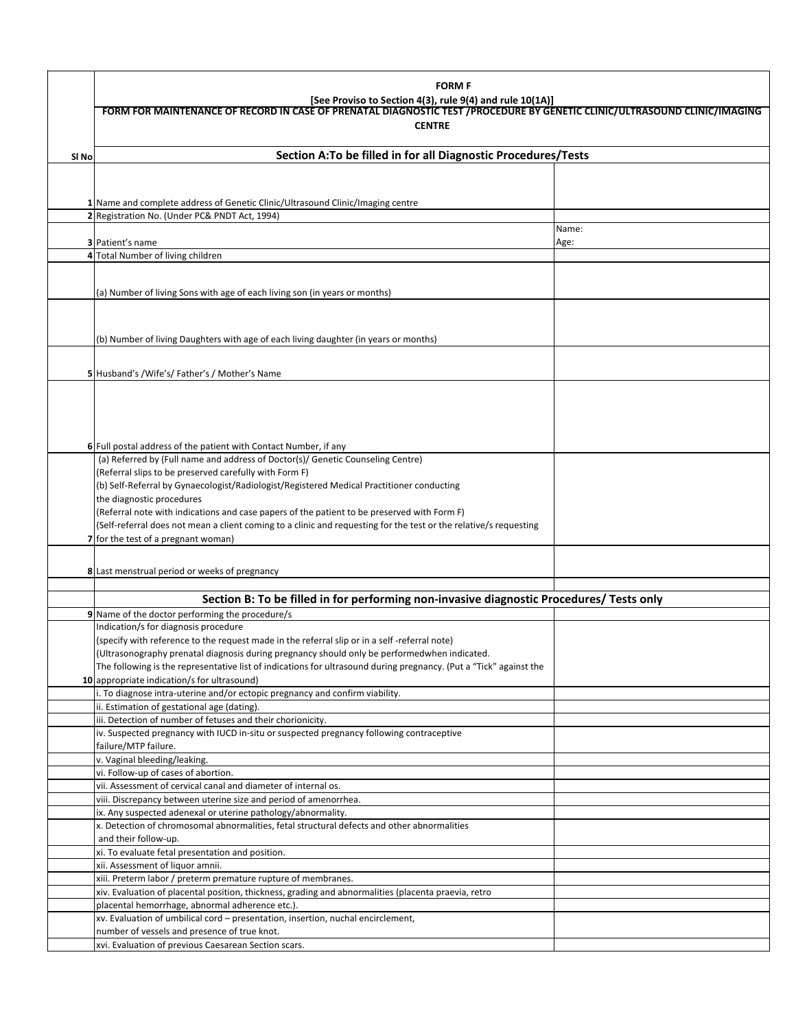# FORM F

**[See Proviso to Section 4(3), rule 9(4) and rule 10(1A)]**

**FORM FOR MAINTENANCE OF RECORD IN CASE OF PRENATAL DIAGNOSTIC TEST /PROCEDURE BY GENETIC CLINIC/ULTRASOUND CLINIC/IMAGING CENTRE**

| Sl No | Section A:To be filled in for all Diagnostic Procedures/Tests | |
|---|---|---|
| 1 | Name and complete address of Genetic Clinic/Ultrasound Clinic/Imaging centre | |
| 2 | Registration No. (Under PC& PNDT Act, 1994) | |
| 3 | Patient's name | Name:<br>Age: |
| 4 | Total Number of living children | |
| | (a) Number of living Sons with age of each living son (in years or months) | |
| | (b) Number of living Daughters with age of each living daughter (in years or months) | |
| 5 | Husband's /Wife's/ Father's / Mother's Name | |
| 6 | Full postal address of the patient with Contact Number, if any | |
| 7 | (a) Referred by (Full name and address of Doctor(s)/ Genetic Counseling Centre)<br>(Referral slips to be preserved carefully with Form F)<br>(b) Self-Referral by Gynaecologist/Radiologist/Registered Medical Practitioner conducting the diagnostic procedures<br>(Referral note with indications and case papers of the patient to be preserved with Form F)<br>(Self-referral does not mean a client coming to a clinic and requesting for the test or the relative/s requesting for the test of a pregnant woman) | |
| 8 | Last menstrual period or weeks of pregnancy | |
| | | |
| | **Section B: To be filled in for performing non-invasive diagnostic Procedures/ Tests only** | |
| 9 | Name of the doctor performing the procedure/s | |
| 10 | Indication/s for diagnosis procedure<br>(specify with reference to the request made in the referral slip or in a self -referral note)<br>(Ultrasonography prenatal diagnosis during pregnancy should only be performedwhen indicated.<br>The following is the representative list of indications for ultrasound during pregnancy. (Put a "Tick" against the appropriate indication/s for ultrasound) | |
| | i. To diagnose intra-uterine and/or ectopic pregnancy and confirm viability. | |
| | ii. Estimation of gestational age (dating). | |
| | iii. Detection of number of fetuses and their chorionicity. | |
| | iv. Suspected pregnancy with IUCD in-situ or suspected pregnancy following contraceptive failure/MTP failure. | |
| | v. Vaginal bleeding/leaking. | |
| | vi. Follow-up of cases of abortion. | |
| | vii. Assessment of cervical canal and diameter of internal os. | |
| | viii. Discrepancy between uterine size and period of amenorrhea. | |
| | ix. Any suspected adenexal or uterine pathology/abnormality. | |
| | x. Detection of chromosomal abnormalities, fetal structural defects and other abnormalities and their follow-up. | |
| | xi. To evaluate fetal presentation and position. | |
| | xii. Assessment of liquor amnii. | |
| | xiii. Preterm labor / preterm premature rupture of membranes. | |
| | xiv. Evaluation of placental position, thickness, grading and abnormalities (placenta praevia, retro placental hemorrhage, abnormal adherence etc.). | |
| | xv. Evaluation of umbilical cord – presentation, insertion, nuchal encirclement, number of vessels and presence of true knot. | |
| | xvi. Evaluation of previous Caesarean Section scars. | |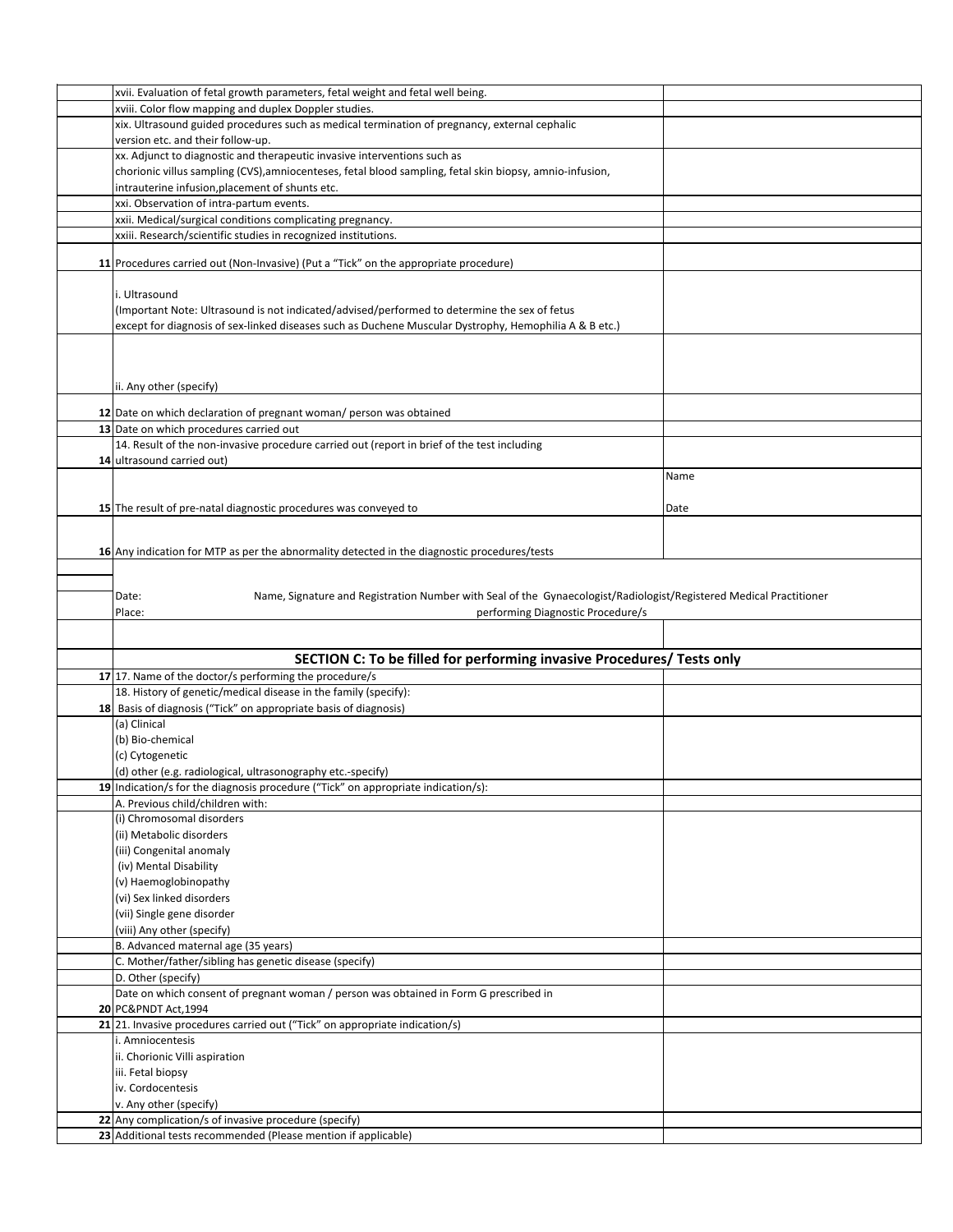| | | |
|---|---|---|
| | xvii. Evaluation of fetal growth parameters, fetal weight and fetal well being. | |
| | xviii. Color flow mapping and duplex Doppler studies. | |
| | xix. Ultrasound guided procedures such as medical termination of pregnancy, external cephalic version etc. and their follow-up. | |
| | xx. Adjunct to diagnostic and therapeutic invasive interventions such as chorionic villus sampling (CVS),amniocenteses, fetal blood sampling, fetal skin biopsy, amnio-infusion, intrauterine infusion,placement of shunts etc. | |
| | xxi. Observation of intra-partum events. | |
| | xxii. Medical/surgical conditions complicating pregnancy. | |
| | xxiii. Research/scientific studies in recognized institutions. | |
| **11** | Procedures carried out (Non-Invasive) (Put a "Tick" on the appropriate procedure) | |
| | i. Ultrasound (Important Note: Ultrasound is not indicated/advised/performed to determine the sex of fetus except for diagnosis of sex-linked diseases such as Duchene Muscular Dystrophy, Hemophilia A & B etc.) | |
| | ii. Any other (specify) | |
| **12** | Date on which declaration of pregnant woman/ person was obtained | |
| **13** | Date on which procedures carried out | |
| **14** | 14. Result of the non-invasive procedure carried out (report in brief of the test including ultrasound carried out) | |
| **15** | The result of pre-natal diagnostic procedures was conveyed to | Name<br>Date |
| **16** | Any indication for MTP as per the abnormality detected in the diagnostic procedures/tests | |
| | Date: Name, Signature and Registration Number with Seal of the Gynaecologist/Radiologist/Registered Medical Practitioner<br>Place: performing Diagnostic Procedure/s | |
| | **SECTION C: To be filled for performing invasive Procedures/ Tests only** | |
| **17** | 17. Name of the doctor/s performing the procedure/s | |
| **18** | 18. History of genetic/medical disease in the family (specify):<br>Basis of diagnosis ("Tick" on appropriate basis of diagnosis) | |
| | (a) Clinical | |
| | (b) Bio-chemical | |
| | (c) Cytogenetic | |
| | (d) other (e.g. radiological, ultrasonography etc.-specify) | |
| **19** | Indication/s for the diagnosis procedure ("Tick" on appropriate indication/s): | |
| | A. Previous child/children with: | |
| | (i) Chromosomal disorders | |
| | (ii) Metabolic disorders | |
| | (iii) Congenital anomaly | |
| | (iv) Mental Disability | |
| | (v) Haemoglobinopathy | |
| | (vi) Sex linked disorders | |
| | (vii) Single gene disorder | |
| | (viii) Any other (specify) | |
| | B. Advanced maternal age (35 years) | |
| | C. Mother/father/sibling has genetic disease (specify) | |
| | D. Other (specify) | |
| **20** | Date on which consent of pregnant woman / person was obtained in Form G prescribed in PC&PNDT Act,1994 | |
| **21** | 21. Invasive procedures carried out ("Tick" on appropriate indication/s) | |
| | i. Amniocentesis | |
| | ii. Chorionic Villi aspiration | |
| | iii. Fetal biopsy | |
| | iv. Cordocentesis | |
| | v. Any other (specify) | |
| **22** | Any complication/s of invasive procedure (specify) | |
| **23** | Additional tests recommended (Please mention if applicable) | |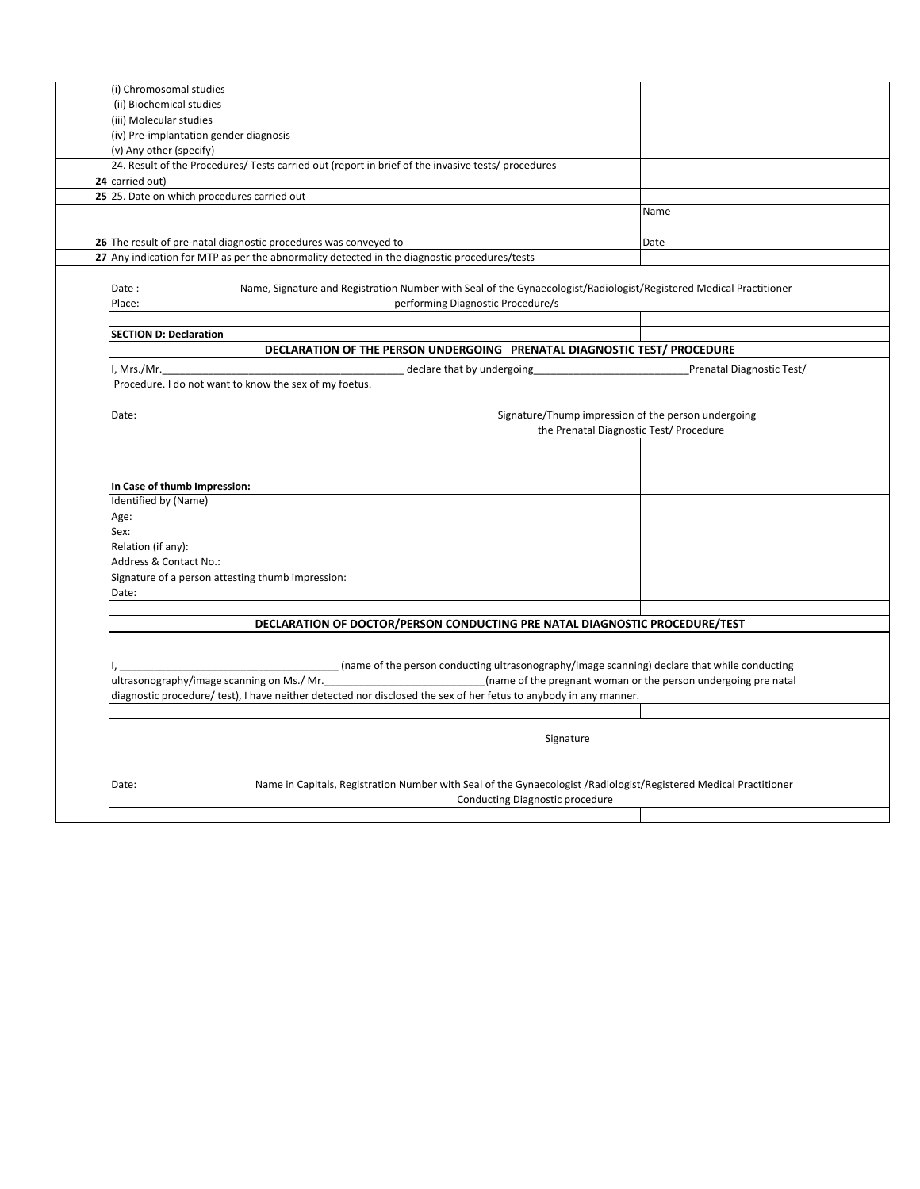| | | |
|---|---|---|
| | (i) Chromosomal studies<br>(ii) Biochemical studies<br>(iii) Molecular studies<br>(iv) Pre-implantation gender diagnosis<br>(v) Any other (specify) | |
| 24 | 24. Result of the Procedures/ Tests carried out (report in brief of the invasive tests/ procedures carried out) | |
| 25 | 25. Date on which procedures carried out | |
| 26 | The result of pre-natal diagnostic procedures was conveyed to | Name<br><br>Date |
| 27 | Any indication for MTP as per the abnormality detected in the diagnostic procedures/tests | |

Date :

Place:

Name, Signature and Registration Number with Seal of the Gynaecologist/Radiologist/Registered Medical Practitioner performing Diagnostic Procedure/s

**SECTION D: Declaration**

**DECLARATION OF THE PERSON UNDERGOING PRENATAL DIAGNOSTIC TEST/ PROCEDURE**

I, Mrs./Mr.__________________________________________ declare that by undergoing___________________________Prenatal Diagnostic Test/ Procedure. I do not want to know the sex of my foetus.

Date:

Signature/Thump impression of the person undergoing the Prenatal Diagnostic Test/ Procedure

**In Case of thumb Impression:**

Identified by (Name)

Age:

Sex:

Relation (if any):

Address & Contact No.:

Signature of a person attesting thumb impression:

Date:

**DECLARATION OF DOCTOR/PERSON CONDUCTING PRE NATAL DIAGNOSTIC PROCEDURE/TEST**

I, ______________________________________ (name of the person conducting ultrasonography/image scanning) declare that while conducting ultrasonography/image scanning on Ms./ Mr.____________________________(name of the pregnant woman or the person undergoing pre natal diagnostic procedure/ test), I have neither detected nor disclosed the sex of her fetus to anybody in any manner.

Signature

Date:

Name in Capitals, Registration Number with Seal of the Gynaecologist /Radiologist/Registered Medical Practitioner Conducting Diagnostic procedure